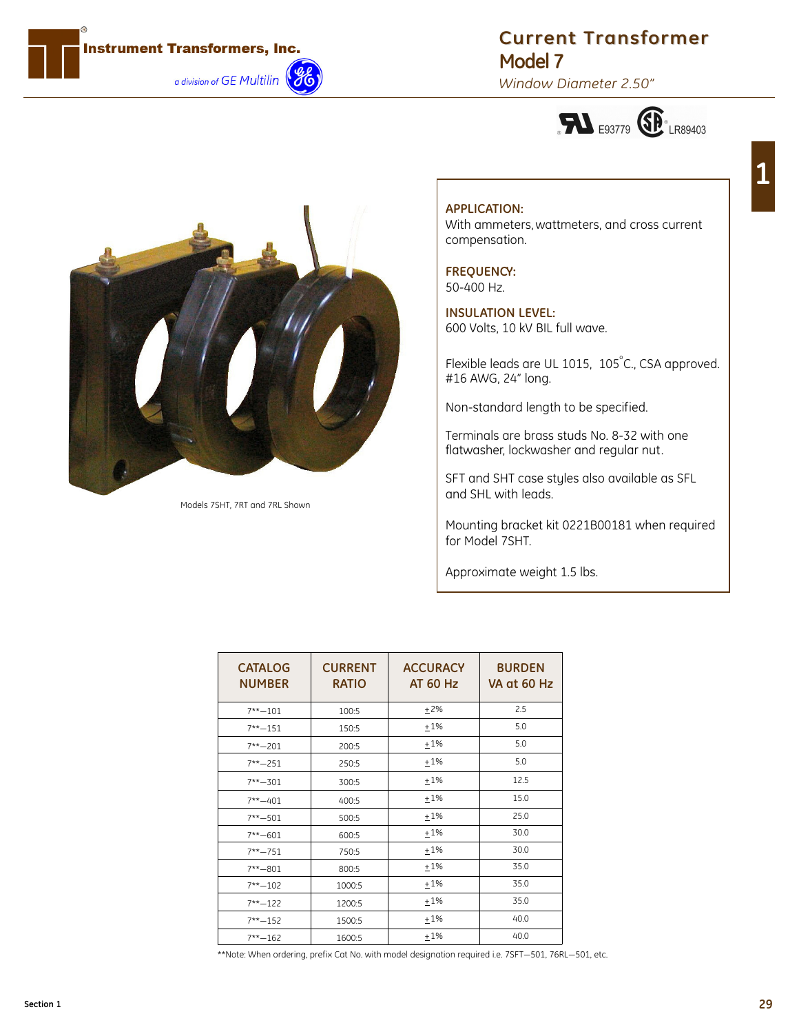**Instrument Transformers, Inc.**

*a division of GE Multilin*

# Current Transformer
## Model 7
*Window Diameter 2.50"*

E93779 LR89403

Models 7SHT, 7RT and 7RL Shown

**APPLICATION:**
With ammeters, wattmeters, and cross current compensation.

**FREQUENCY:**
50-400 Hz.

**INSULATION LEVEL:**
600 Volts, 10 kV BIL full wave.

Flexible leads are UL 1015, 105°C., CSA approved. #16 AWG, 24" long.

Non-standard length to be specified.

Terminals are brass studs No. 8-32 with one flatwasher, lockwasher and regular nut.

SFT and SHT case styles also available as SFL and SHL with leads.

Mounting bracket kit 0221B00181 when required for Model 7SHT.

Approximate weight 1.5 lbs.

| CATALOG NUMBER | CURRENT RATIO | ACCURACY AT 60 Hz | BURDEN VA at 60 Hz |
|---|---|---|---|
| 7**—101 | 100:5 | ±2% | 2.5 |
| 7**—151 | 150:5 | ±1% | 5.0 |
| 7**—201 | 200:5 | ±1% | 5.0 |
| 7**—251 | 250:5 | ±1% | 5.0 |
| 7**—301 | 300:5 | ±1% | 12.5 |
| 7**—401 | 400:5 | ±1% | 15.0 |
| 7**—501 | 500:5 | ±1% | 25.0 |
| 7**—601 | 600:5 | ±1% | 30.0 |
| 7**—751 | 750:5 | ±1% | 30.0 |
| 7**—801 | 800:5 | ±1% | 35.0 |
| 7**—102 | 1000:5 | ±1% | 35.0 |
| 7**—122 | 1200:5 | ±1% | 35.0 |
| 7**—152 | 1500:5 | ±1% | 40.0 |
| 7**—162 | 1600:5 | ±1% | 40.0 |

**Note: When ordering, prefix Cat No. with model designation required i.e. 7SFT—501, 76RL—501, etc.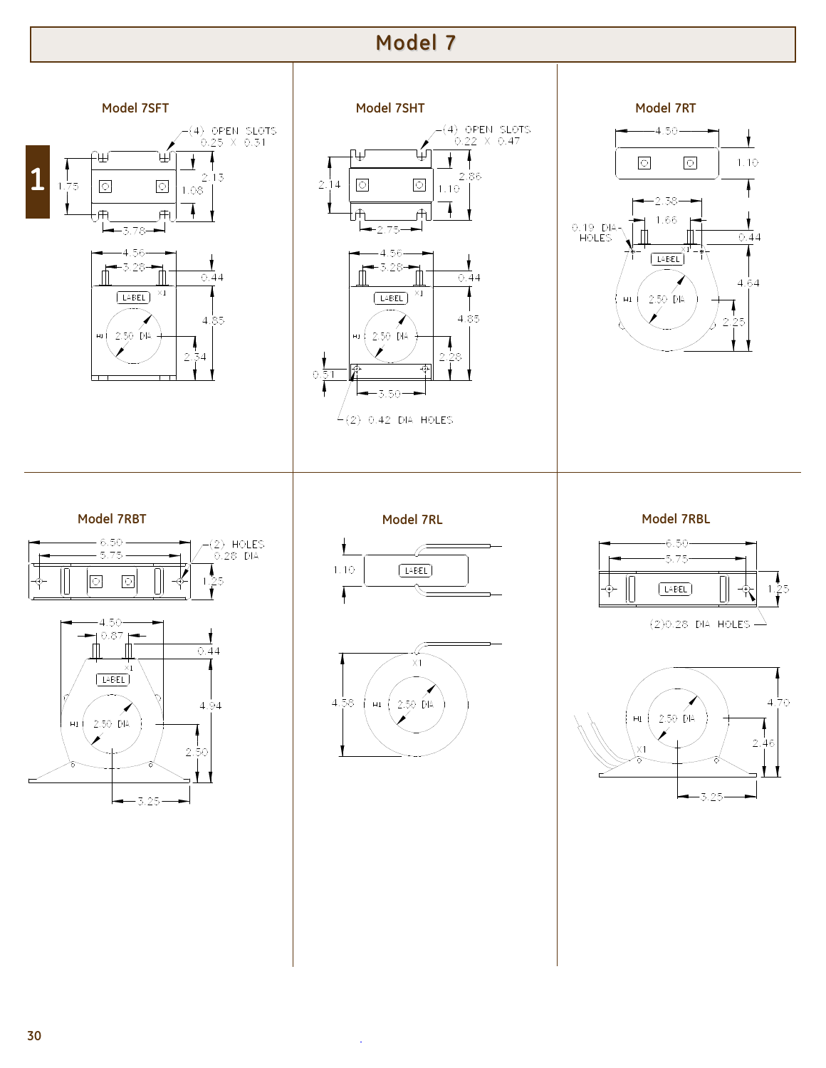# Model 7

## Model 7SFT

(4) OPEN SLOTS
0.25 X 0.31

1.75
2.13
1.08
3.78
4.56
3.28
0.44
LABEL
X1
H1
2.50 DIA
4.85
2.34

## Model 7SHT

(4) OPEN SLOTS
0.22 X 0.47

2.14
2.86
1.10
2.75
4.56
3.28
0.44
LABEL
X1
H1
2.50 DIA
4.85
2.28
0.51
3.50
(2) 0.42 DIA HOLES

## Model 7RT

4.50
1.10
2.38
1.66
0.19 DIA HOLES
0.44
X1
LABEL
H1
2.50 DIA
4.64
2.25

## Model 7RBT

6.50
5.75
(2) HOLES
0.28 DIA
1.25
4.50
0.87
0.44
X1
LABEL
H1
2.50 DIA
4.94
2.50
3.25

## Model 7RL

1.10
LABEL
X1
4.58
H1
2.50 DIA

## Model 7RBL

6.50
5.75
LABEL
1.25
(2)0.28 DIA HOLES
4.70
H1
2.50 DIA
X1
2.46
3.25